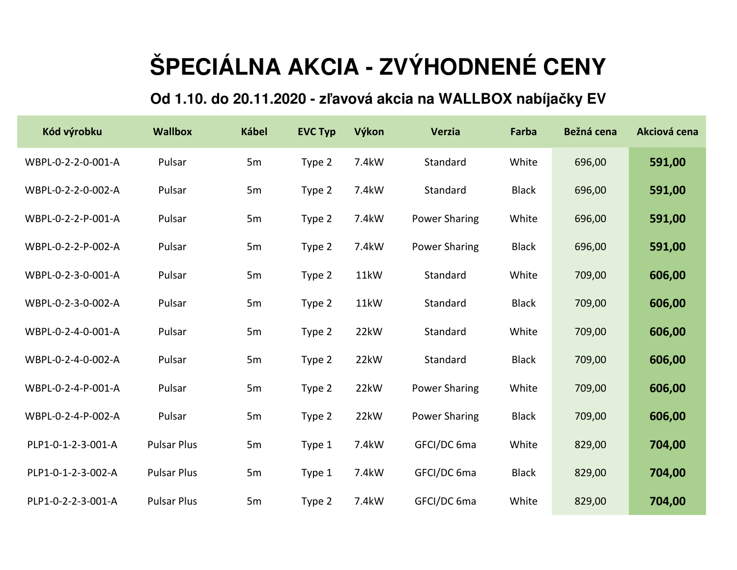# ŠPECIÁLNA AKCIA - ZVÝHODNENÉ CENY

## Od 1.10. do 20.11.2020 - zľavová akcia na WALLBOX nabíjačky EV

| Kód výrobku | Wallbox | Kábel | EVC Typ | Výkon | Verzia | Farba | Bežná cena | Akciová cena |
|---|---|---|---|---|---|---|---|---|
| WBPL-0-2-2-0-001-A | Pulsar | 5m | Type 2 | 7.4kW | Standard | White | 696,00 | **591,00** |
| WBPL-0-2-2-0-002-A | Pulsar | 5m | Type 2 | 7.4kW | Standard | Black | 696,00 | **591,00** |
| WBPL-0-2-2-P-001-A | Pulsar | 5m | Type 2 | 7.4kW | Power Sharing | White | 696,00 | **591,00** |
| WBPL-0-2-2-P-002-A | Pulsar | 5m | Type 2 | 7.4kW | Power Sharing | Black | 696,00 | **591,00** |
| WBPL-0-2-3-0-001-A | Pulsar | 5m | Type 2 | 11kW | Standard | White | 709,00 | **606,00** |
| WBPL-0-2-3-0-002-A | Pulsar | 5m | Type 2 | 11kW | Standard | Black | 709,00 | **606,00** |
| WBPL-0-2-4-0-001-A | Pulsar | 5m | Type 2 | 22kW | Standard | White | 709,00 | **606,00** |
| WBPL-0-2-4-0-002-A | Pulsar | 5m | Type 2 | 22kW | Standard | Black | 709,00 | **606,00** |
| WBPL-0-2-4-P-001-A | Pulsar | 5m | Type 2 | 22kW | Power Sharing | White | 709,00 | **606,00** |
| WBPL-0-2-4-P-002-A | Pulsar | 5m | Type 2 | 22kW | Power Sharing | Black | 709,00 | **606,00** |
| PLP1-0-1-2-3-001-A | Pulsar Plus | 5m | Type 1 | 7.4kW | GFCI/DC 6ma | White | 829,00 | **704,00** |
| PLP1-0-1-2-3-002-A | Pulsar Plus | 5m | Type 1 | 7.4kW | GFCI/DC 6ma | Black | 829,00 | **704,00** |
| PLP1-0-2-2-3-001-A | Pulsar Plus | 5m | Type 2 | 7.4kW | GFCI/DC 6ma | White | 829,00 | **704,00** |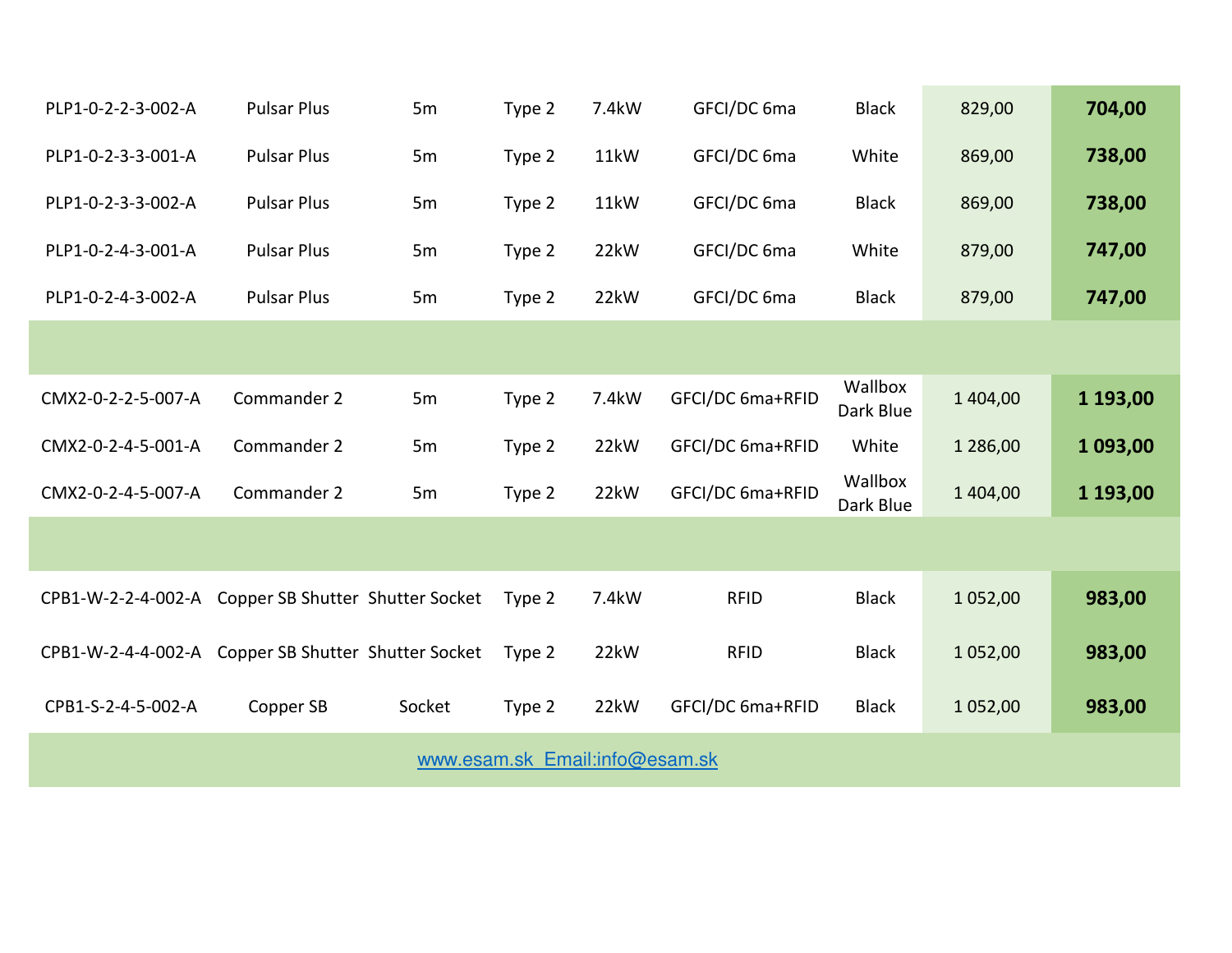| | | | | | | | | |
|---|---|---|---|---|---|---|---|---|
| PLP1-0-2-2-3-002-A | Pulsar Plus | 5m | Type 2 | 7.4kW | GFCI/DC 6ma | Black | 829,00 | **704,00** |
| PLP1-0-2-3-3-001-A | Pulsar Plus | 5m | Type 2 | 11kW | GFCI/DC 6ma | White | 869,00 | **738,00** |
| PLP1-0-2-3-3-002-A | Pulsar Plus | 5m | Type 2 | 11kW | GFCI/DC 6ma | Black | 869,00 | **738,00** |
| PLP1-0-2-4-3-001-A | Pulsar Plus | 5m | Type 2 | 22kW | GFCI/DC 6ma | White | 879,00 | **747,00** |
| PLP1-0-2-4-3-002-A | Pulsar Plus | 5m | Type 2 | 22kW | GFCI/DC 6ma | Black | 879,00 | **747,00** |
| | | | | | | | | |
| CMX2-0-2-2-5-007-A | Commander 2 | 5m | Type 2 | 7.4kW | GFCI/DC 6ma+RFID | Wallbox Dark Blue | 1 404,00 | **1 193,00** |
| CMX2-0-2-4-5-001-A | Commander 2 | 5m | Type 2 | 22kW | GFCI/DC 6ma+RFID | White | 1 286,00 | **1 093,00** |
| CMX2-0-2-4-5-007-A | Commander 2 | 5m | Type 2 | 22kW | GFCI/DC 6ma+RFID | Wallbox Dark Blue | 1 404,00 | **1 193,00** |
| | | | | | | | | |
| CPB1-W-2-2-4-002-A | Copper SB Shutter | Shutter Socket | Type 2 | 7.4kW | RFID | Black | 1 052,00 | **983,00** |
| CPB1-W-2-4-4-002-A | Copper SB Shutter | Shutter Socket | Type 2 | 22kW | RFID | Black | 1 052,00 | **983,00** |
| CPB1-S-2-4-5-002-A | Copper SB | Socket | Type 2 | 22kW | GFCI/DC 6ma+RFID | Black | 1 052,00 | **983,00** |

www.esam.sk Email:info@esam.sk